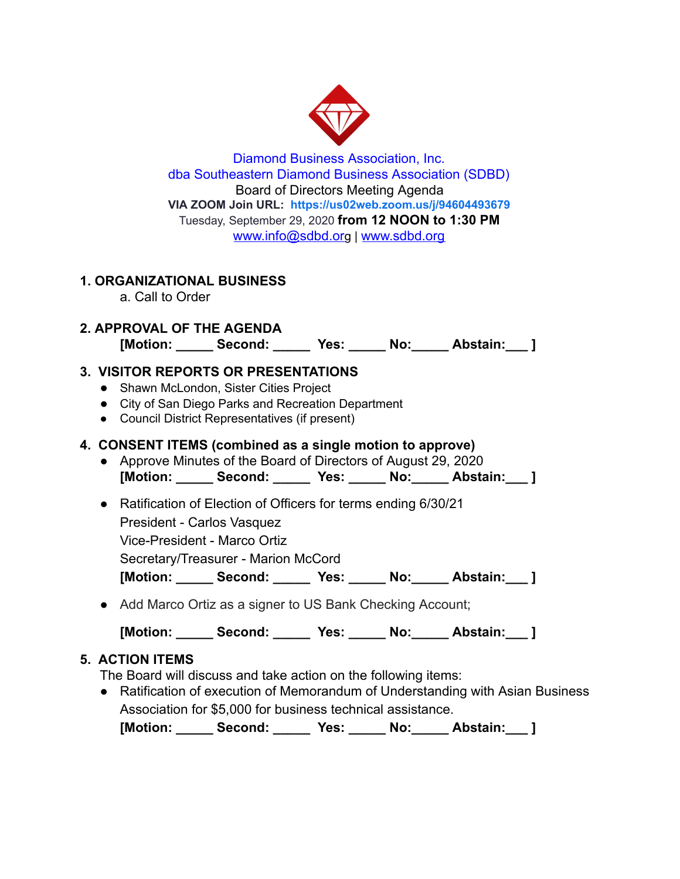Diamond Business Association, Inc.
dba Southeastern Diamond Business Association (SDBD)
Board of Directors Meeting Agenda
**VIA ZOOM Join URL: https://us02web.zoom.us/j/94604493679**
Tuesday, September 29, 2020 **from 12 NOON to 1:30 PM**
www.info@sdbd.org | www.sdbd.org

## 1. ORGANIZATIONAL BUSINESS

a. Call to Order

## 2. APPROVAL OF THE AGENDA

**[Motion: _____ Second: _____ Yes: _____ No:_____ Abstain:___ ]**

## 3. VISITOR REPORTS OR PRESENTATIONS

- Shawn McLondon, Sister Cities Project
- City of San Diego Parks and Recreation Department
- Council District Representatives (if present)

## 4. CONSENT ITEMS (combined as a single motion to approve)

- Approve Minutes of the Board of Directors of August 29, 2020
  **[Motion: _____ Second: _____ Yes: _____ No:_____ Abstain:___ ]**
- Ratification of Election of Officers for terms ending 6/30/21
  President - Carlos Vasquez
  Vice-President - Marco Ortiz
  Secretary/Treasurer - Marion McCord
  **[Motion: _____ Second: _____ Yes: _____ No:_____ Abstain:___ ]**
- Add Marco Ortiz as a signer to US Bank Checking Account;

  **[Motion: _____ Second: _____ Yes: _____ No:_____ Abstain:___ ]**

## 5. ACTION ITEMS

The Board will discuss and take action on the following items:

- Ratification of execution of Memorandum of Understanding with Asian Business Association for $5,000 for business technical assistance.
  **[Motion: _____ Second: _____ Yes: _____ No:_____ Abstain:___ ]**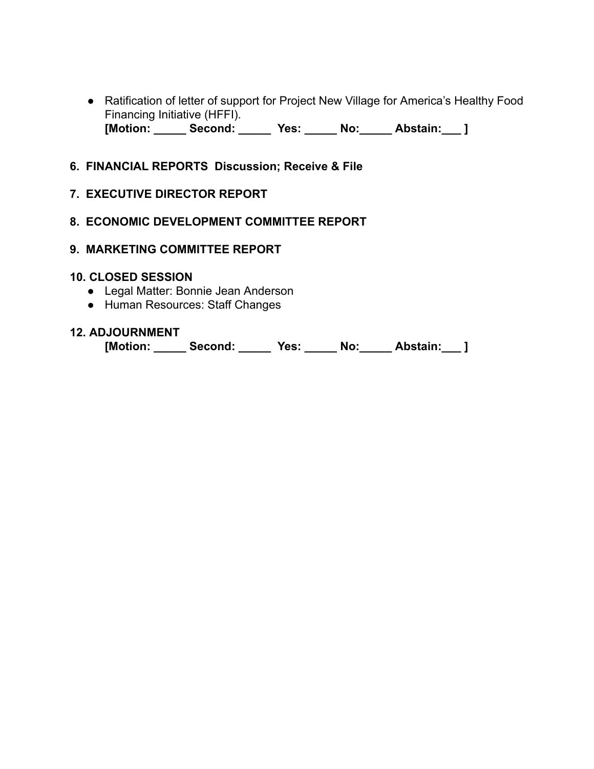- Ratification of letter of support for Project New Village for America's Healthy Food Financing Initiative (HFFI).
  **[Motion: _____ Second: _____ Yes: _____ No:_____ Abstain:___ ]**

**6. FINANCIAL REPORTS Discussion; Receive & File**

**7. EXECUTIVE DIRECTOR REPORT**

**8. ECONOMIC DEVELOPMENT COMMITTEE REPORT**

**9. MARKETING COMMITTEE REPORT**

**10. CLOSED SESSION**

- Legal Matter: Bonnie Jean Anderson
- Human Resources: Staff Changes

**12. ADJOURNMENT**

**[Motion: _____ Second: _____ Yes: _____ No:_____ Abstain:___ ]**